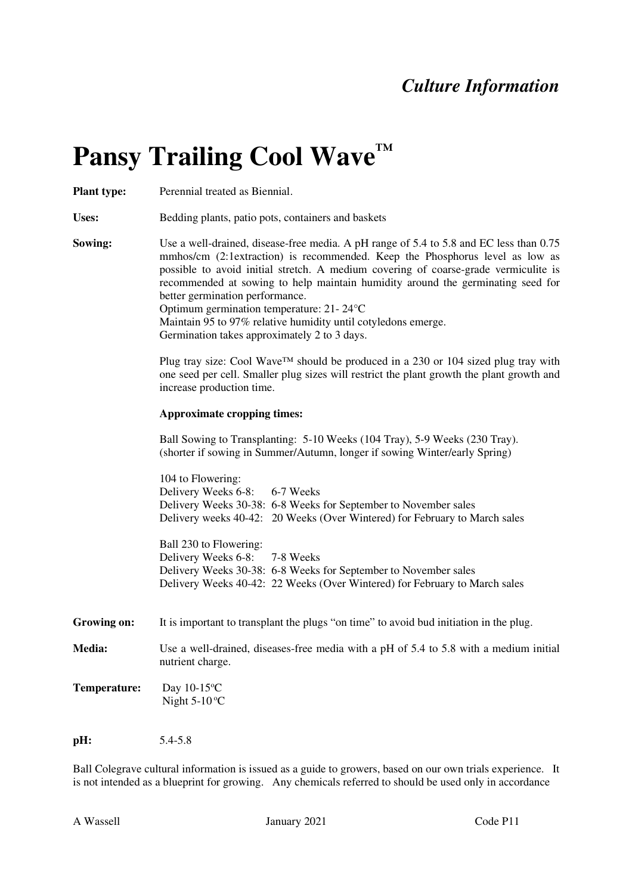*Culture Information*

# Pansy Trailing Cool Wave™

**Plant type:** Perennial treated as Biennial.

**Uses:** Bedding plants, patio pots, containers and baskets

**Sowing:** Use a well-drained, disease-free media. A pH range of 5.4 to 5.8 and EC less than 0.75 mmhos/cm (2:1extraction) is recommended. Keep the Phosphorus level as low as possible to avoid initial stretch. A medium covering of coarse-grade vermiculite is recommended at sowing to help maintain humidity around the germinating seed for better germination performance.
Optimum germination temperature: 21- 24°C
Maintain 95 to 97% relative humidity until cotyledons emerge.
Germination takes approximately 2 to 3 days.

Plug tray size: Cool Wave™ should be produced in a 230 or 104 sized plug tray with one seed per cell. Smaller plug sizes will restrict the plant growth the plant growth and increase production time.

**Approximate cropping times:**

Ball Sowing to Transplanting: 5-10 Weeks (104 Tray), 5-9 Weeks (230 Tray).
(shorter if sowing in Summer/Autumn, longer if sowing Winter/early Spring)

104 to Flowering:
Delivery Weeks 6-8: 6-7 Weeks
Delivery Weeks 30-38: 6-8 Weeks for September to November sales
Delivery weeks 40-42: 20 Weeks (Over Wintered) for February to March sales

Ball 230 to Flowering:
Delivery Weeks 6-8: 7-8 Weeks
Delivery Weeks 30-38: 6-8 Weeks for September to November sales
Delivery Weeks 40-42: 22 Weeks (Over Wintered) for February to March sales

**Growing on:** It is important to transplant the plugs "on time" to avoid bud initiation in the plug.

**Media:** Use a well-drained, diseases-free media with a pH of 5.4 to 5.8 with a medium initial nutrient charge.

**Temperature:** Day 10-15°C
Night 5-10°C

**pH:** 5.4-5.8

Ball Colegrave cultural information is issued as a guide to growers, based on our own trials experience. It is not intended as a blueprint for growing. Any chemicals referred to should be used only in accordance

A Wassell January 2021 Code P11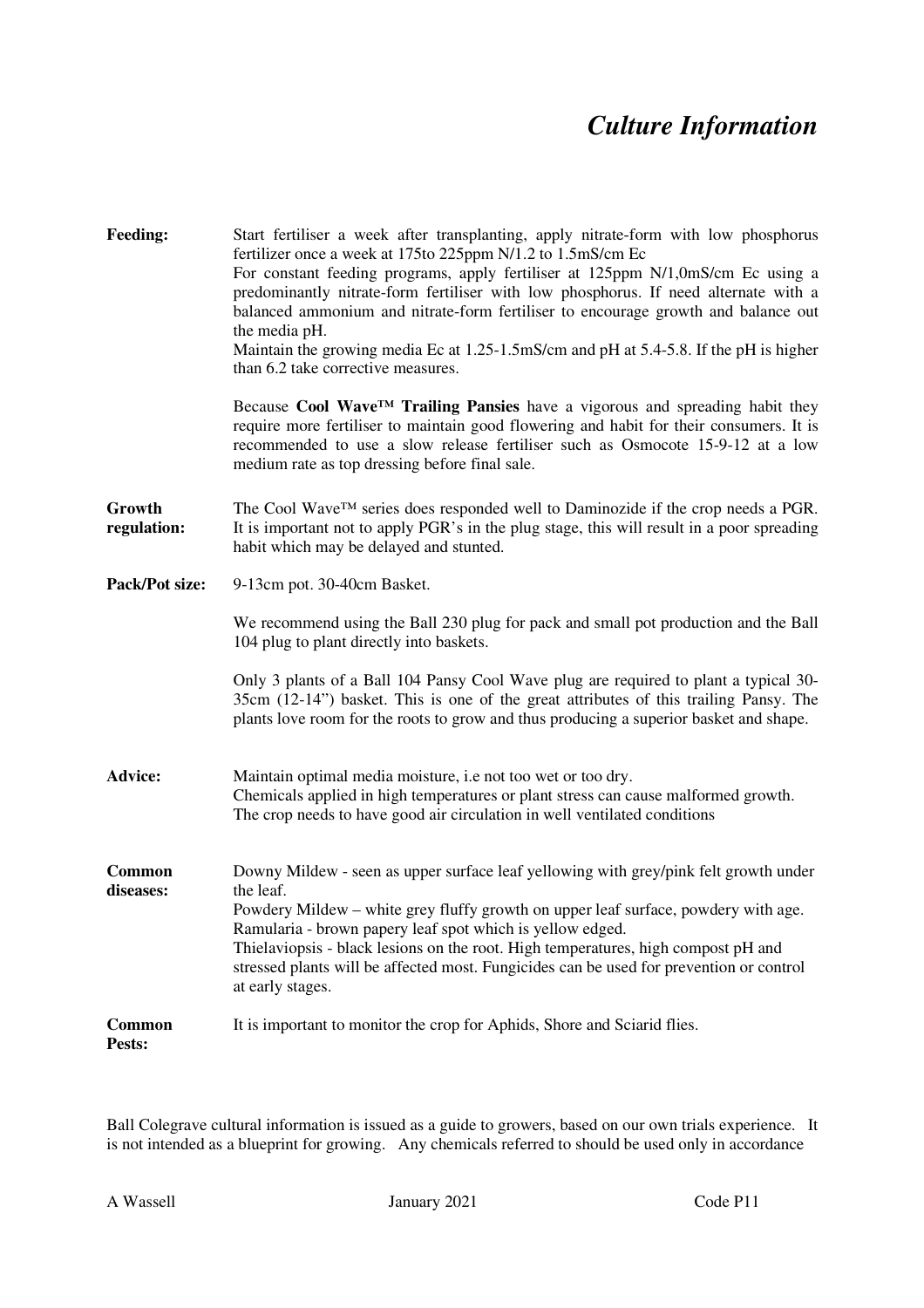# *Culture Information*

**Feeding:**

Start fertiliser a week after transplanting, apply nitrate-form with low phosphorus fertilizer once a week at 175to 225ppm N/1.2 to 1.5mS/cm Ec
For constant feeding programs, apply fertiliser at 125ppm N/1,0mS/cm Ec using a predominantly nitrate-form fertiliser with low phosphorus. If need alternate with a balanced ammonium and nitrate-form fertiliser to encourage growth and balance out the media pH.
Maintain the growing media Ec at 1.25-1.5mS/cm and pH at 5.4-5.8. If the pH is higher than 6.2 take corrective measures.

Because **Cool Wave™ Trailing Pansies** have a vigorous and spreading habit they require more fertiliser to maintain good flowering and habit for their consumers. It is recommended to use a slow release fertiliser such as Osmocote 15-9-12 at a low medium rate as top dressing before final sale.

**Growth regulation:**

The Cool Wave™ series does responded well to Daminozide if the crop needs a PGR. It is important not to apply PGR's in the plug stage, this will result in a poor spreading habit which may be delayed and stunted.

**Pack/Pot size:**

9-13cm pot. 30-40cm Basket.

We recommend using the Ball 230 plug for pack and small pot production and the Ball 104 plug to plant directly into baskets.

Only 3 plants of a Ball 104 Pansy Cool Wave plug are required to plant a typical 30-35cm (12-14") basket. This is one of the great attributes of this trailing Pansy. The plants love room for the roots to grow and thus producing a superior basket and shape.

**Advice:**

Maintain optimal media moisture, i.e not too wet or too dry.
Chemicals applied in high temperatures or plant stress can cause malformed growth.
The crop needs to have good air circulation in well ventilated conditions

**Common diseases:**

Downy Mildew - seen as upper surface leaf yellowing with grey/pink felt growth under the leaf.
Powdery Mildew – white grey fluffy growth on upper leaf surface, powdery with age.
Ramularia - brown papery leaf spot which is yellow edged.
Thielaviopsis - black lesions on the root. High temperatures, high compost pH and stressed plants will be affected most. Fungicides can be used for prevention or control at early stages.

**Common Pests:**

It is important to monitor the crop for Aphids, Shore and Sciarid flies.

Ball Colegrave cultural information is issued as a guide to growers, based on our own trials experience. It is not intended as a blueprint for growing. Any chemicals referred to should be used only in accordance

A Wassell January 2021 Code P11